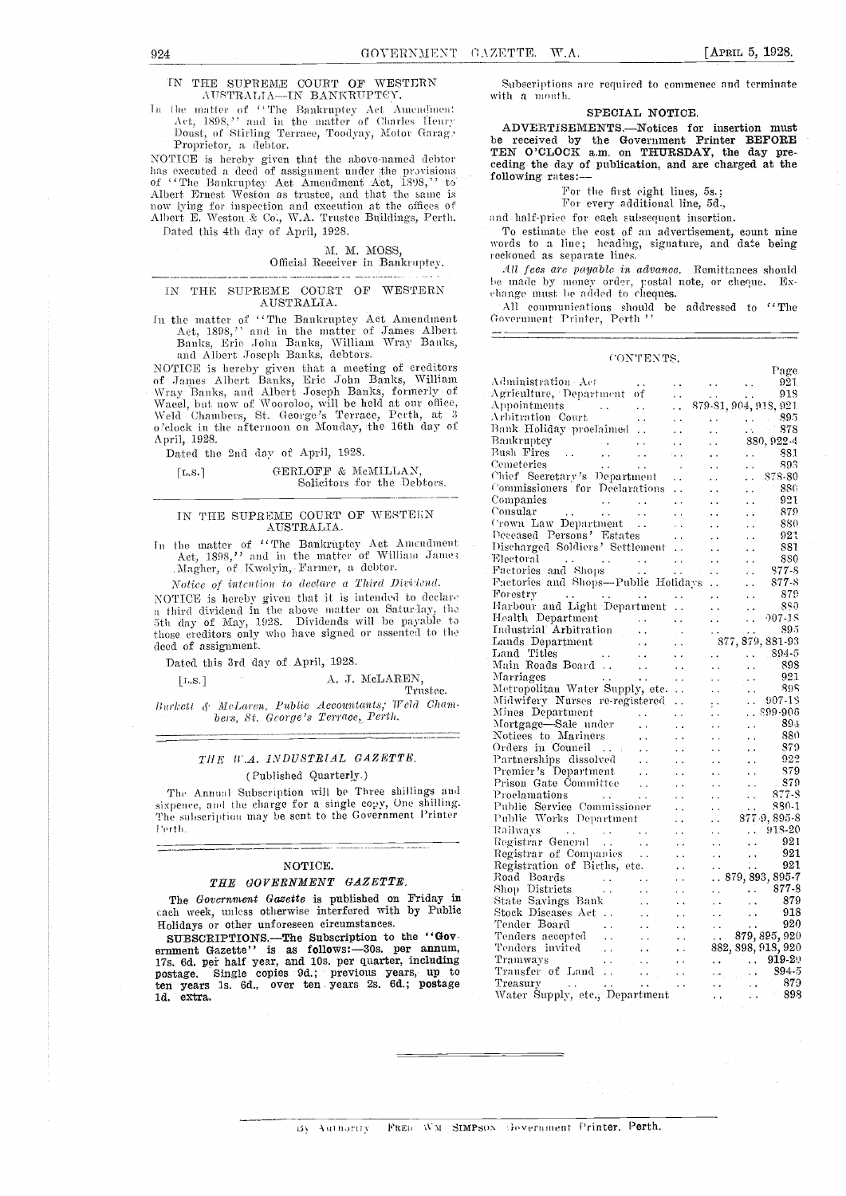## IN THE SUPREME COURT OF WESTERN AUSTRALIA—IN BANKRUPTCY.

In the matter of "The Bankruptcy Act Amendment Act, 1898," and in the matter of Charles Henry Doust, of Stirling Terrace, Toodyay, Motor Garage Proprietor, a debtor.

NOTICE is hereby given that the above-named debtor has executed a deed of assignment under the provisions of "The Bankruptcy Act Amendment Act, 1898," to Albert Ernest Weston as trustee, and that the same is now lying for inspection and execution at the offices of Albert E. Weston & Co., W.A. Trustee Buildings, Perth.

Dated this 4th day of April, 1928.

M. M. MOSS,
Official Receiver in Bankruptcy.

---

## IN THE SUPREME COURT OF WESTERN AUSTRALIA.

In the matter of "The Bankruptcy Act Amendment Act, 1898," and in the matter of James Albert Banks, Eric John Banks, William Wray Banks, and Albert Joseph Banks, debtors.

NOTICE is hereby given that a meeting of creditors of James Albert Banks, Eric John Banks, William Wray Banks, and Albert Joseph Banks, formerly of Waeel, but now of Wooroloo, will be held at our office, Weld Chambers, St. George's Terrace, Perth, at 3 o'clock in the afternoon on Monday, the 16th day of April, 1928.

Dated the 2nd day of April, 1928.

[L.S.] GERLOFF & McMILLAN,
Solicitors for the Debtors.

---

## IN THE SUPREME COURT OF WESTERN AUSTRALIA.

In the matter of "The Bankruptcy Act Amendment Act, 1898," and in the matter of William James Magher, of Kwolyin, Farmer, a debtor.

*Notice of intention to declare a Third Dividend.*

NOTICE is hereby given that it is intended to declare a third dividend in the above matter on Saturday, the 5th day of May, 1928. Dividends will be payable to those creditors only who have signed or assented to the deed of assignment.

Dated this 3rd day of April, 1928.

[L.S.] A. J. McLAREN,
Trustee.

*Burkett & McLaren, Public Accountants, Weld Chambers, St. George's Terrace, Perth.*

---

## *THE W.A. INDUSTRIAL GAZETTE.*

(Published Quarterly.)

The Annual Subscription will be Three shillings and sixpence, and the charge for a single copy, One shilling. The subscription may be sent to the Government Printer Perth.

---

## NOTICE.

### *THE GOVERNMENT GAZETTE.*

**The *Government Gazette* is published on Friday in each week, unless otherwise interfered with by Public Holidays or other unforeseen circumstances.**

**SUBSCRIPTIONS.—The Subscription to the "Government Gazette" is as follows:—30s. per annum, 17s. 6d. per half year, and 10s. per quarter, including postage. Single copies 9d.; previous years, up to ten years 1s. 6d., over ten years 2s. 6d.; postage 1d. extra.**

Subscriptions are required to commence and terminate with a month.

### SPECIAL NOTICE.

**ADVERTISEMENTS.—Notices for insertion must be received by the Government Printer BEFORE TEN O'CLOCK a.m. on THURSDAY, the day preceding the day of publication, and are charged at the following rates:—**

For the first eight lines, 5s.;
For every additional line, 5d.,

and half-price for each subsequent insertion.

To estimate the cost of an advertisement, count nine words to a line; heading, signature, and date being reckoned as separate lines.

*All fees are payable in advance.* Remittances should be made by money order, postal note, or cheque. Exchange must be added to cheques.

All communications should be addressed to "The Government Printer, Perth."

---

## CONTENTS.

| | Page |
|---|---|
| Administration Act | 921 |
| Agriculture, Department of | 918 |
| Appointments | 879-81, 904, 918, 921 |
| Arbitration Court | 895 |
| Bank Holiday proclaimed | 878 |
| Bankruptcy | 880, 922-4 |
| Bush Fires | 881 |
| Cemeteries | 893 |
| Chief Secretary's Department | 878-80 |
| Commissioners for Declarations | 880 |
| Companies | 921 |
| Consular | 879 |
| Crown Law Department | 880 |
| Deceased Persons' Estates | 921 |
| Discharged Soldiers' Settlement | 881 |
| Electoral | 880 |
| Factories and Shops | 877-8 |
| Factories and Shops—Public Holidays | 877-8 |
| Forestry | 879 |
| Harbour and Light Department | 880 |
| Health Department | 907-18 |
| Industrial Arbitration | 895 |
| Lands Department | 877, 879, 881-93 |
| Land Titles | 894-5 |
| Main Roads Board | 898 |
| Marriages | 921 |
| Metropolitan Water Supply, etc. | 898 |
| Midwifery Nurses re-registered | 907-18 |
| Mines Department | 899-906 |
| Mortgage—Sale under | 894 |
| Notices to Mariners | 880 |
| Orders in Council | 879 |
| Partnerships dissolved | 922 |
| Premier's Department | 879 |
| Prison Gate Committee | 879 |
| Proclamations | 877-8 |
| Public Service Commissioner | 880-1 |
| Public Works Department | 877-9, 895-8 |
| Railways | 918-20 |
| Registrar General | 921 |
| Registrar of Companies | 921 |
| Registration of Births, etc. | 921 |
| Road Boards | 879, 893, 895-7 |
| Shop Districts | 877-8 |
| State Savings Bank | 879 |
| Stock Diseases Act | 918 |
| Tender Board | 920 |
| Tenders accepted | 879, 895, 920 |
| Tenders invited | 882, 898, 918, 920 |
| Tramways | 919-20 |
| Transfer of Land | 894-5 |
| Treasury | 879 |
| Water Supply, etc., Department | 898 |

---

By Authority: FRED. WM. SIMPSON, Government Printer, Perth.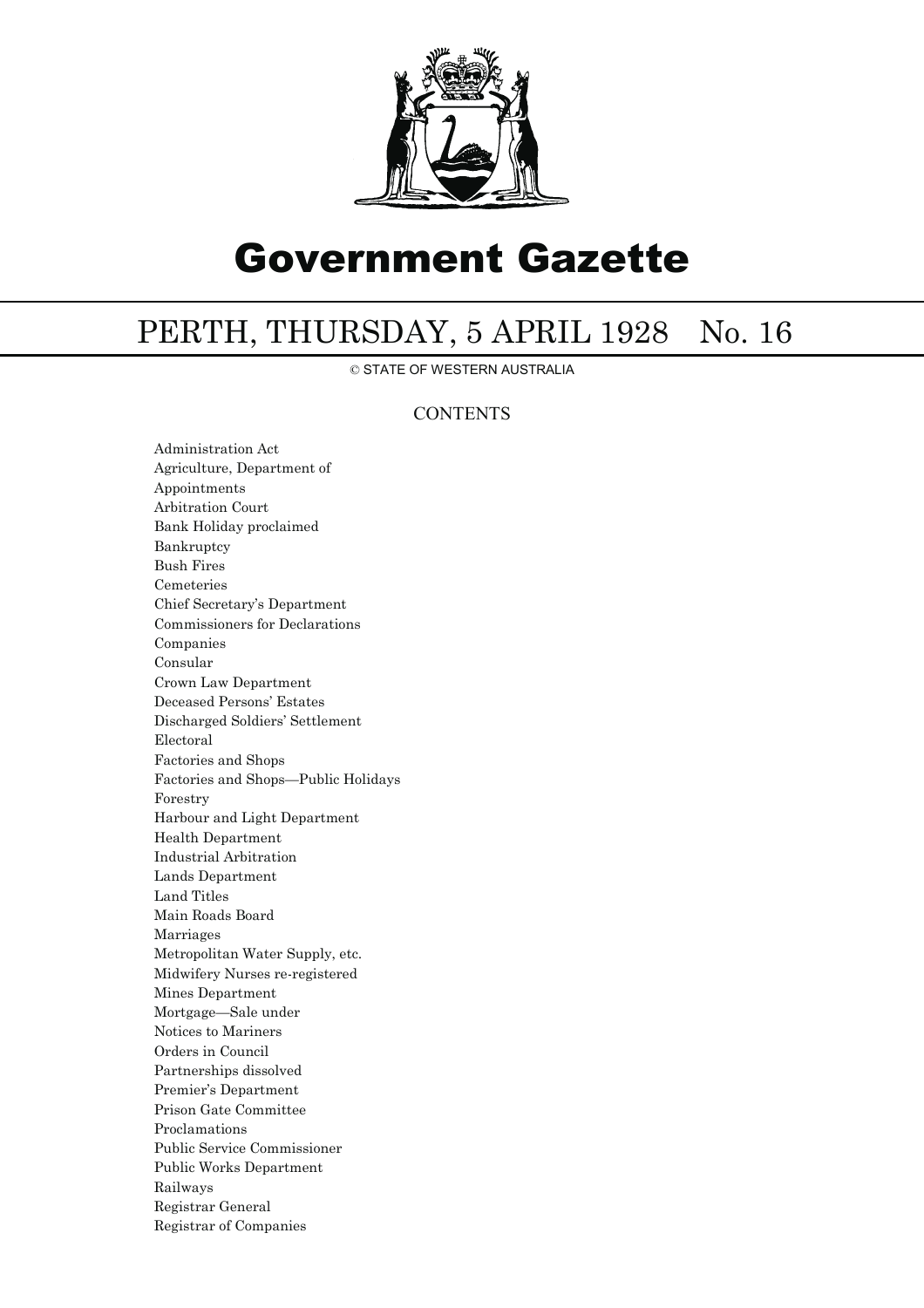# Government Gazette

## PERTH, THURSDAY, 5 APRIL 1928 No. 16

© STATE OF WESTERN AUSTRALIA

### CONTENTS

Administration Act
Agriculture, Department of
Appointments
Arbitration Court
Bank Holiday proclaimed
Bankruptcy
Bush Fires
Cemeteries
Chief Secretary's Department
Commissioners for Declarations
Companies
Consular
Crown Law Department
Deceased Persons' Estates
Discharged Soldiers' Settlement
Electoral
Factories and Shops
Factories and Shops—Public Holidays
Forestry
Harbour and Light Department
Health Department
Industrial Arbitration
Lands Department
Land Titles
Main Roads Board
Marriages
Metropolitan Water Supply, etc.
Midwifery Nurses re-registered
Mines Department
Mortgage—Sale under
Notices to Mariners
Orders in Council
Partnerships dissolved
Premier's Department
Prison Gate Committee
Proclamations
Public Service Commissioner
Public Works Department
Railways
Registrar General
Registrar of Companies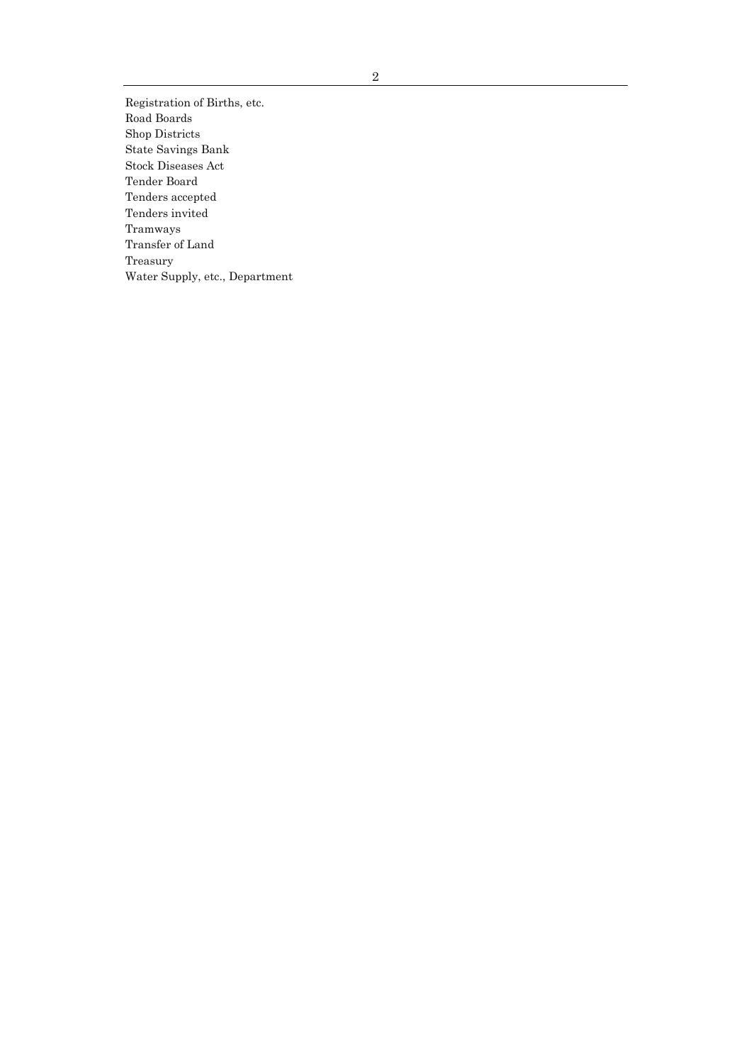Registration of Births, etc.
Road Boards
Shop Districts
State Savings Bank
Stock Diseases Act
Tender Board
Tenders accepted
Tenders invited
Tramways
Transfer of Land
Treasury
Water Supply, etc., Department